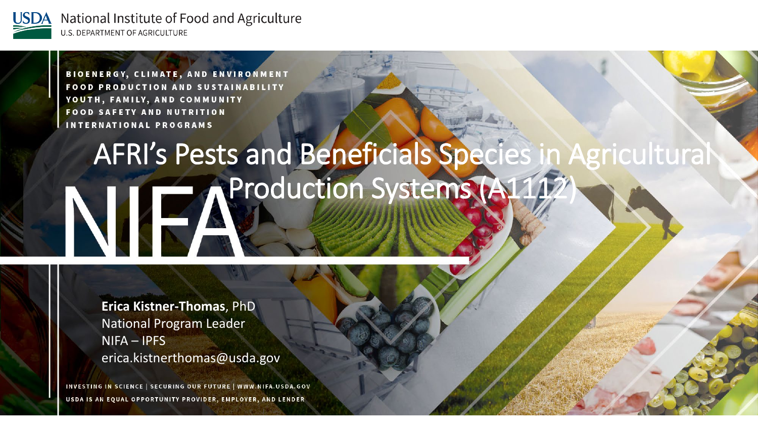USDA National Institute of Food and Agriculture
U.S. DEPARTMENT OF AGRICULTURE

BIOENERGY, CLIMATE, AND ENVIRONMENT
FOOD PRODUCTION AND SUSTAINABILITY
YOUTH, FAMILY, AND COMMUNITY
FOOD SAFETY AND NUTRITION
INTERNATIONAL PROGRAMS

# AFRI's Pests and Beneficials Species in Agricultural Production Systems (A1112)

NIFA

**Erica Kistner-Thomas**, PhD
National Program Leader
NIFA – IPFS
erica.kistnerthomas@usda.gov

INVESTING IN SCIENCE | SECURING OUR FUTURE | WWW.NIFA.USDA.GOV
USDA IS AN EQUAL OPPORTUNITY PROVIDER, EMPLOYER, AND LENDER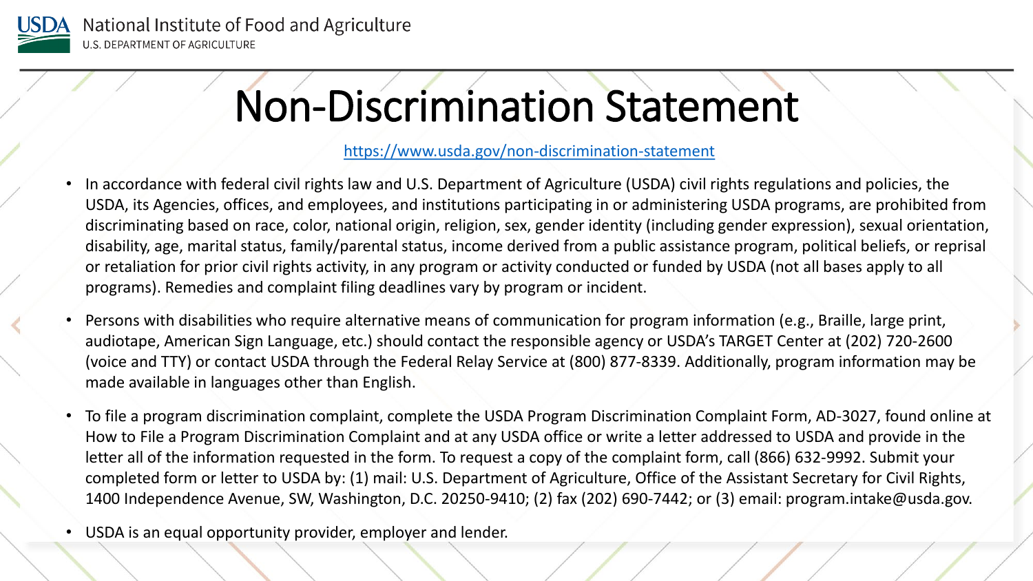# Non-Discrimination Statement

https://www.usda.gov/non-discrimination-statement

- In accordance with federal civil rights law and U.S. Department of Agriculture (USDA) civil rights regulations and policies, the USDA, its Agencies, offices, and employees, and institutions participating in or administering USDA programs, are prohibited from discriminating based on race, color, national origin, religion, sex, gender identity (including gender expression), sexual orientation, disability, age, marital status, family/parental status, income derived from a public assistance program, political beliefs, or reprisal or retaliation for prior civil rights activity, in any program or activity conducted or funded by USDA (not all bases apply to all programs). Remedies and complaint filing deadlines vary by program or incident.
- Persons with disabilities who require alternative means of communication for program information (e.g., Braille, large print, audiotape, American Sign Language, etc.) should contact the responsible agency or USDA's TARGET Center at (202) 720-2600 (voice and TTY) or contact USDA through the Federal Relay Service at (800) 877-8339. Additionally, program information may be made available in languages other than English.
- To file a program discrimination complaint, complete the USDA Program Discrimination Complaint Form, AD-3027, found online at How to File a Program Discrimination Complaint and at any USDA office or write a letter addressed to USDA and provide in the letter all of the information requested in the form. To request a copy of the complaint form, call (866) 632-9992. Submit your completed form or letter to USDA by: (1) mail: U.S. Department of Agriculture, Office of the Assistant Secretary for Civil Rights, 1400 Independence Avenue, SW, Washington, D.C. 20250-9410; (2) fax (202) 690-7442; or (3) email: program.intake@usda.gov.
- USDA is an equal opportunity provider, employer and lender.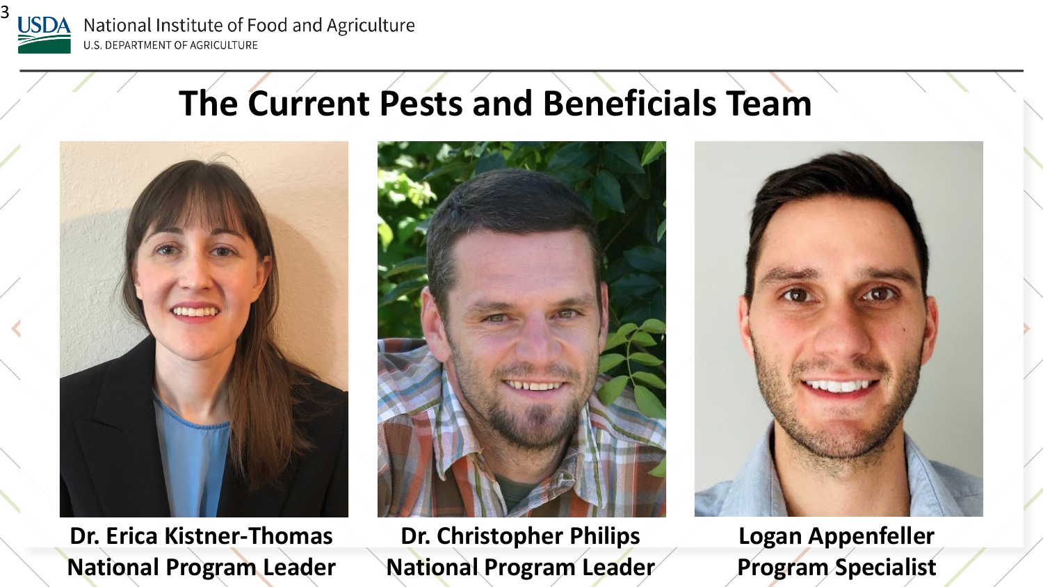# The Current Pests and Beneficials Team

**Dr. Erica Kistner-Thomas**
**National Program Leader**

**Dr. Christopher Philips**
**National Program Leader**

**Logan Appenfeller**
**Program Specialist**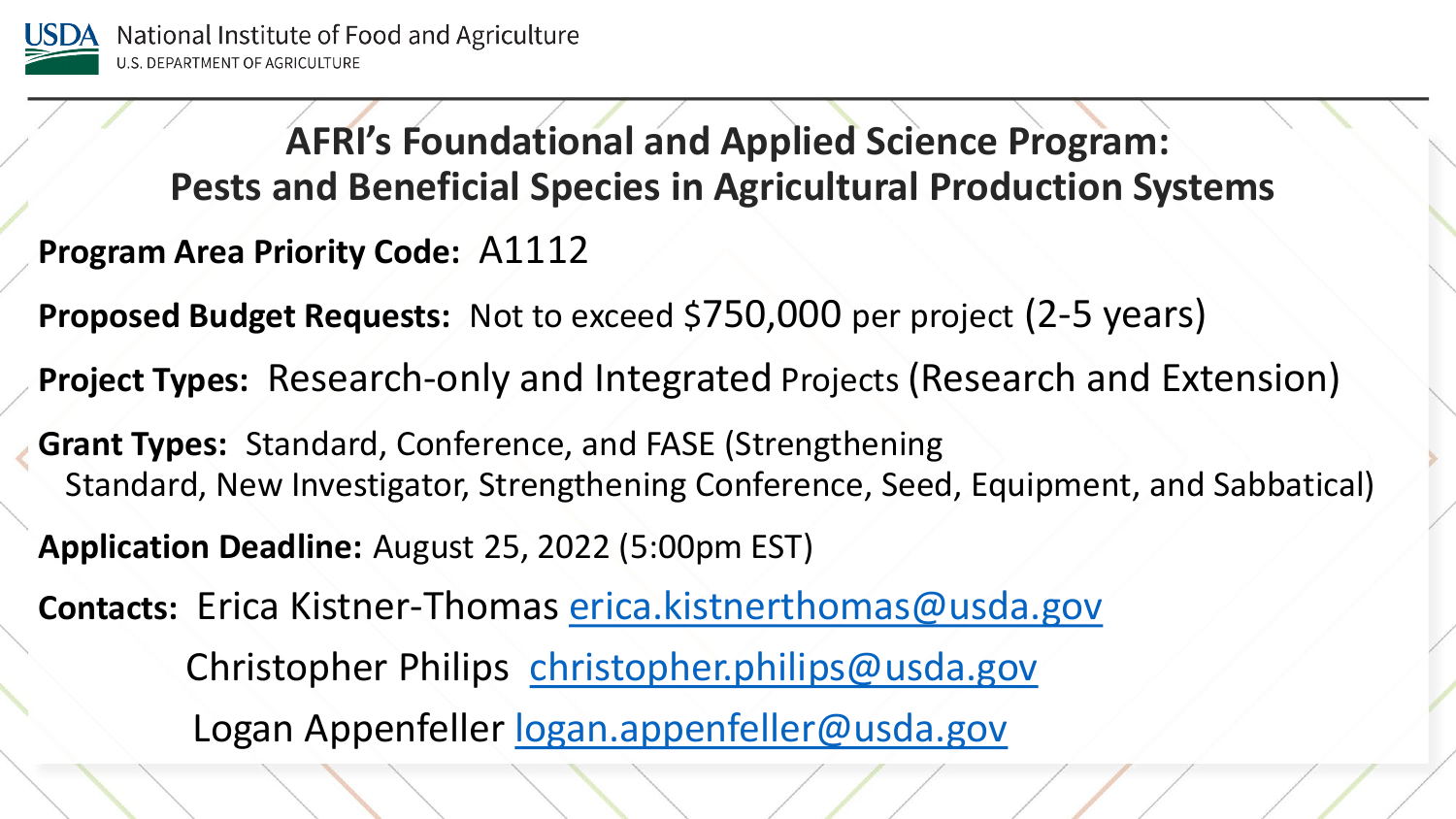# AFRI's Foundational and Applied Science Program: Pests and Beneficial Species in Agricultural Production Systems

**Program Area Priority Code:** A1112

**Proposed Budget Requests:** Not to exceed $750,000 per project (2-5 years)

**Project Types:** Research-only and Integrated Projects (Research and Extension)

**Grant Types:** Standard, Conference, and FASE (Strengthening Standard, New Investigator, Strengthening Conference, Seed, Equipment, and Sabbatical)

**Application Deadline:** August 25, 2022 (5:00pm EST)

**Contacts:** Erica Kistner-Thomas erica.kistnerthomas@usda.gov

Christopher Philips christopher.philips@usda.gov

Logan Appenfeller logan.appenfeller@usda.gov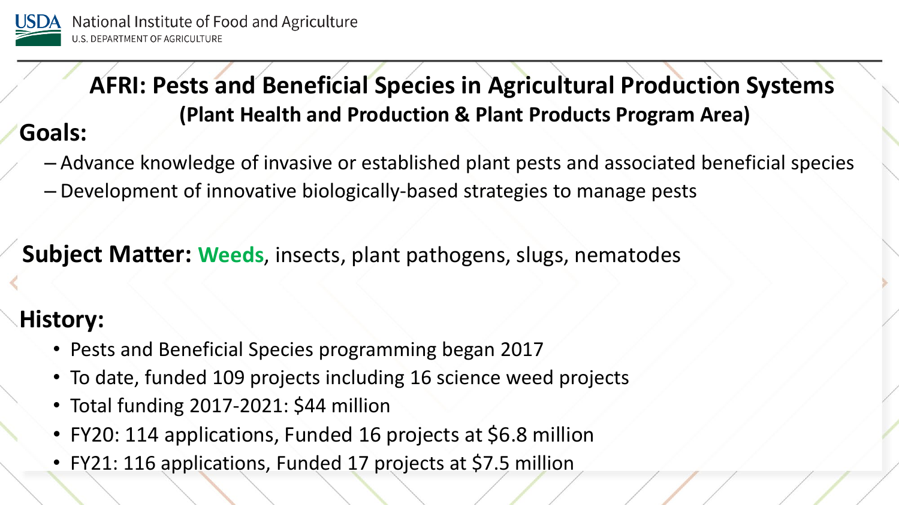# AFRI: Pests and Beneficial Species in Agricultural Production Systems

## (Plant Health and Production & Plant Products Program Area)

**Goals:**

- Advance knowledge of invasive or established plant pests and associated beneficial species
- Development of innovative biologically-based strategies to manage pests

**Subject Matter:** **Weeds**, insects, plant pathogens, slugs, nematodes

**History:**

- Pests and Beneficial Species programming began 2017
- To date, funded 109 projects including 16 science weed projects
- Total funding 2017-2021: $44 million
- FY20: 114 applications, Funded 16 projects at $6.8 million
- FY21: 116 applications, Funded 17 projects at $7.5 million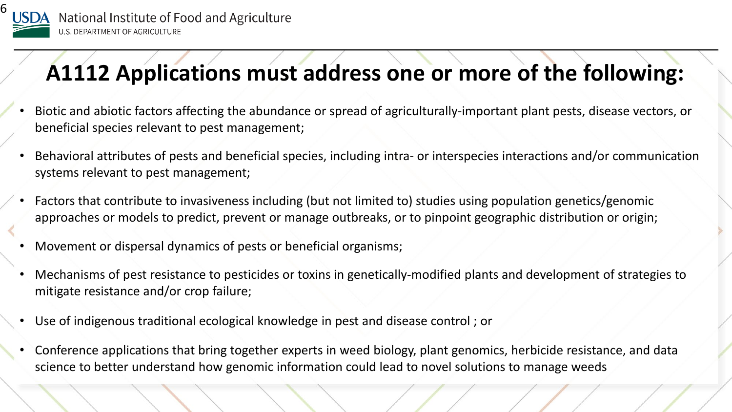# A1112 Applications must address one or more of the following:

- Biotic and abiotic factors affecting the abundance or spread of agriculturally-important plant pests, disease vectors, or beneficial species relevant to pest management;
- Behavioral attributes of pests and beneficial species, including intra- or interspecies interactions and/or communication systems relevant to pest management;
- Factors that contribute to invasiveness including (but not limited to) studies using population genetics/genomic approaches or models to predict, prevent or manage outbreaks, or to pinpoint geographic distribution or origin;
- Movement or dispersal dynamics of pests or beneficial organisms;
- Mechanisms of pest resistance to pesticides or toxins in genetically-modified plants and development of strategies to mitigate resistance and/or crop failure;
- Use of indigenous traditional ecological knowledge in pest and disease control ; or
- Conference applications that bring together experts in weed biology, plant genomics, herbicide resistance, and data science to better understand how genomic information could lead to novel solutions to manage weeds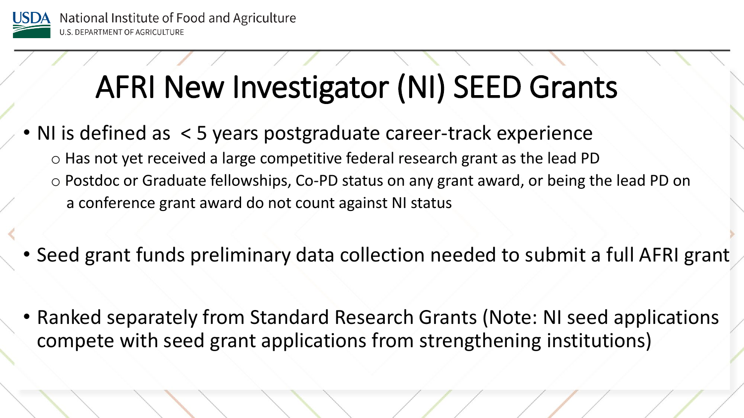# AFRI New Investigator (NI) SEED Grants

- NI is defined as < 5 years postgraduate career-track experience
  - Has not yet received a large competitive federal research grant as the lead PD
  - Postdoc or Graduate fellowships, Co-PD status on any grant award, or being the lead PD on a conference grant award do not count against NI status
- Seed grant funds preliminary data collection needed to submit a full AFRI grant
- Ranked separately from Standard Research Grants (Note: NI seed applications compete with seed grant applications from strengthening institutions)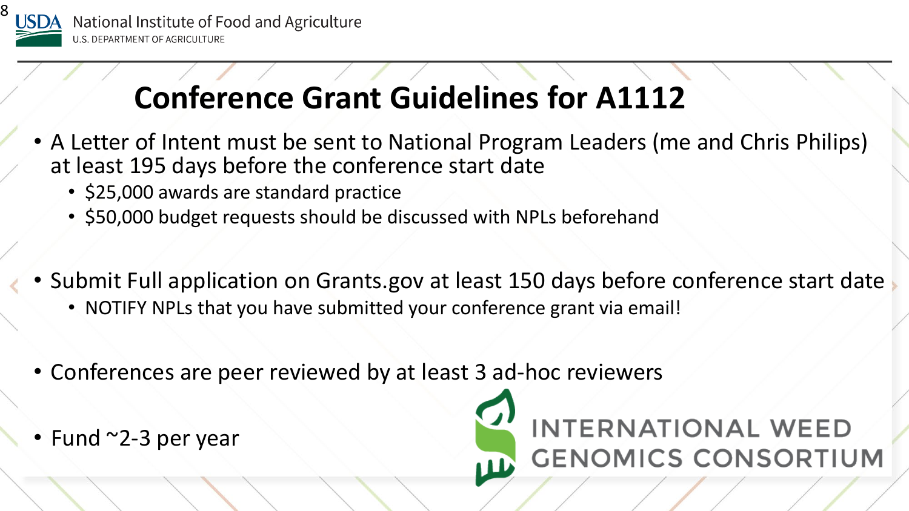# Conference Grant Guidelines for A1112

- A Letter of Intent must be sent to National Program Leaders (me and Chris Philips) at least 195 days before the conference start date
  - $25,000 awards are standard practice
  - $50,000 budget requests should be discussed with NPLs beforehand
- Submit Full application on Grants.gov at least 150 days before conference start date
  - NOTIFY NPLs that you have submitted your conference grant via email!
- Conferences are peer reviewed by at least 3 ad-hoc reviewers
- Fund ~2-3 per year

INTERNATIONAL WEED GENOMICS CONSORTIUM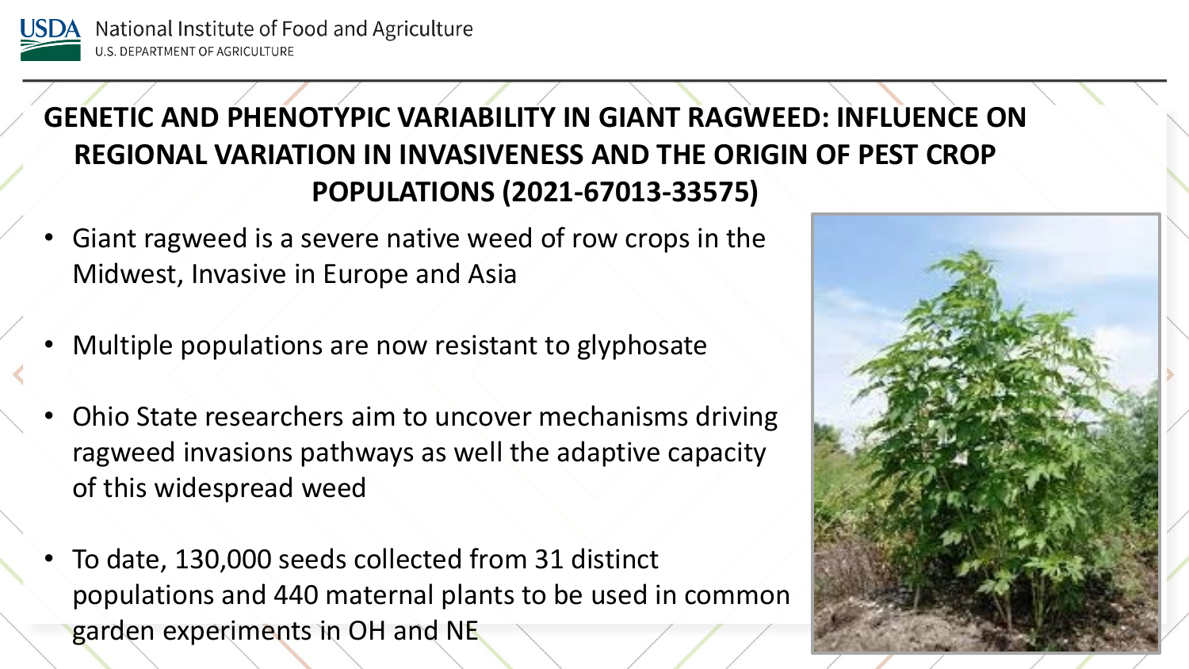## GENETIC AND PHENOTYPIC VARIABILITY IN GIANT RAGWEED: INFLUENCE ON REGIONAL VARIATION IN INVASIVENESS AND THE ORIGIN OF PEST CROP POPULATIONS (2021-67013-33575)

- Giant ragweed is a severe native weed of row crops in the Midwest, Invasive in Europe and Asia
- Multiple populations are now resistant to glyphosate
- Ohio State researchers aim to uncover mechanisms driving ragweed invasions pathways as well the adaptive capacity of this widespread weed
- To date, 130,000 seeds collected from 31 distinct populations and 440 maternal plants to be used in common garden experiments in OH and NE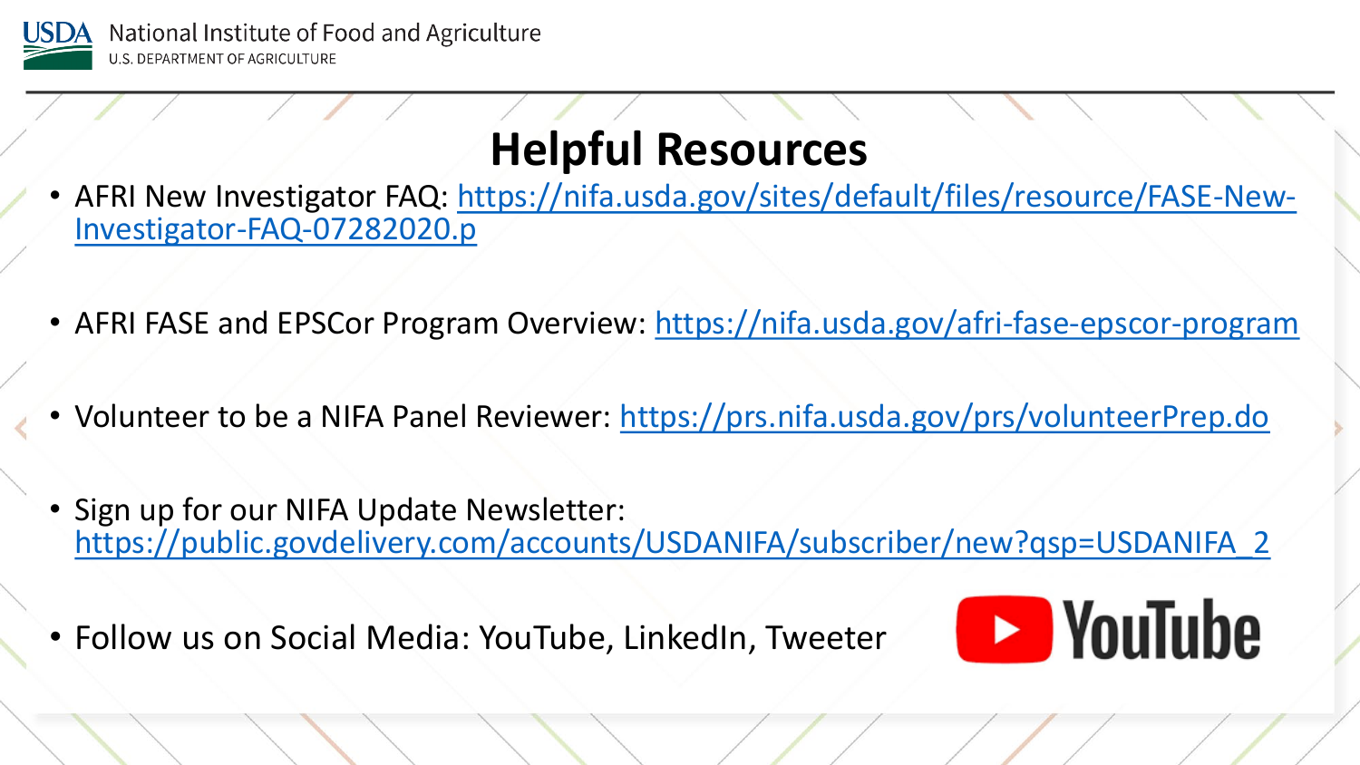# Helpful Resources

- AFRI New Investigator FAQ: https://nifa.usda.gov/sites/default/files/resource/FASE-New-Investigator-FAQ-07282020.p
- AFRI FASE and EPSCor Program Overview: https://nifa.usda.gov/afri-fase-epscor-program
- Volunteer to be a NIFA Panel Reviewer: https://prs.nifa.usda.gov/prs/volunteerPrep.do
- Sign up for our NIFA Update Newsletter: https://public.govdelivery.com/accounts/USDANIFA/subscriber/new?qsp=USDANIFA_2
- Follow us on Social Media: YouTube, LinkedIn, Tweeter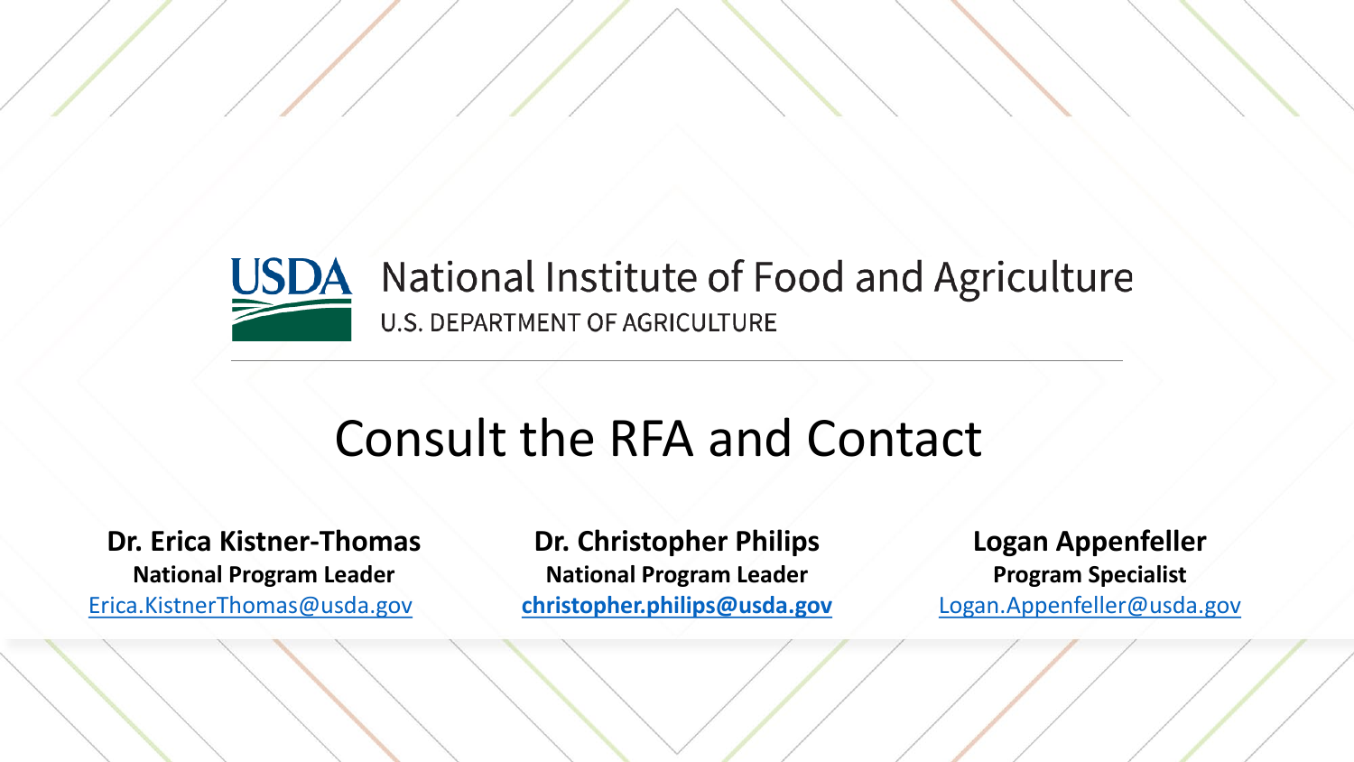USDA National Institute of Food and Agriculture
U.S. DEPARTMENT OF AGRICULTURE

# Consult the RFA and Contact

**Dr. Erica Kistner-Thomas**
**National Program Leader**
Erica.KistnerThomas@usda.gov

**Dr. Christopher Philips**
**National Program Leader**
**christopher.philips@usda.gov**

**Logan Appenfeller**
**Program Specialist**
Logan.Appenfeller@usda.gov